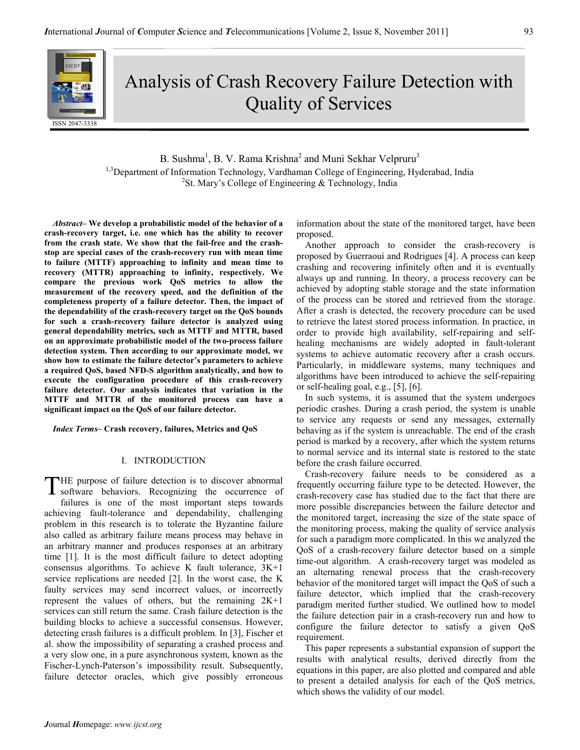# Analysis of Crash Recovery Failure Detection with Quality of Services

B. Sushma[1], B. V. Rama Krishna[2] and Muni Sekhar Velpruru[3]

[1,3]Department of Information Technology, Vardhaman College of Engineering, Hyderabad, India
[2]St. Mary's College of Engineering & Technology, India

***Abstract*– We develop a probabilistic model of the behavior of a crash-recovery target, i.e. one which has the ability to recover from the crash state. We show that the fail-free and the crash-stop are special cases of the crash-recovery run with mean time to failure (MTTF) approaching to infinity and mean time to recovery (MTTR) approaching to infinity, respectively. We compare the previous work QoS metrics to allow the measurement of the recovery speed, and the definition of the completeness property of a failure detector. Then, the impact of the dependability of the crash-recovery target on the QoS bounds for such a crash-recovery failure detector is analyzed using general dependability metrics, such as MTTF and MTTR, based on an approximate probabilistic model of the two-process failure detection system. Then according to our approximate model, we show how to estimate the failure detector's parameters to achieve a required QoS, based NFD-S algorithm analytically, and how to execute the configuration procedure of this crash-recovery failure detector. Our analysis indicates that variation in the MTTF and MTTR of the monitored process can have a significant impact on the QoS of our failure detector.**

***Index Terms*– Crash recovery, failures, Metrics and QoS**

## I. INTRODUCTION

THE purpose of failure detection is to discover abnormal software behaviors. Recognizing the occurrence of failures is one of the most important steps towards achieving fault-tolerance and dependability, challenging problem in this research is to tolerate the Byzantine failure also called as arbitrary failure means process may behave in an arbitrary manner and produces responses at an arbitrary time [1]. It is the most difficult failure to detect adopting consensus algorithms. To achieve K fault tolerance, 3K+1 service replications are needed [2]. In the worst case, the K faulty services may send incorrect values, or incorrectly represent the values of others, but the remaining 2K+1 services can still return the same. Crash failure detection is the building blocks to achieve a successful consensus. However, detecting crash failures is a difficult problem. In [3], Fischer et al. show the impossibility of separating a crashed process and a very slow one, in a pure asynchronous system, known as the Fischer-Lynch-Paterson's impossibility result. Subsequently, failure detector oracles, which give possibly erroneous information about the state of the monitored target, have been proposed.

Another approach to consider the crash-recovery is proposed by Guerraoui and Rodrigues [4]. A process can keep crashing and recovering infinitely often and it is eventually always up and running. In theory, a process recovery can be achieved by adopting stable storage and the state information of the process can be stored and retrieved from the storage. After a crash is detected, the recovery procedure can be used to retrieve the latest stored process information. In practice, in order to provide high availability, self-repairing and self-healing mechanisms are widely adopted in fault-tolerant systems to achieve automatic recovery after a crash occurs. Particularly, in middleware systems, many techniques and algorithms have been introduced to achieve the self-repairing or self-healing goal, e.g., [5], [6].

In such systems, it is assumed that the system undergoes periodic crashes. During a crash period, the system is unable to service any requests or send any messages, externally behaving as if the system is unreachable. The end of the crash period is marked by a recovery, after which the system returns to normal service and its internal state is restored to the state before the crash failure occurred.

Crash-recovery failure needs to be considered as a frequently occurring failure type to be detected. However, the crash-recovery case has studied due to the fact that there are more possible discrepancies between the failure detector and the monitored target, increasing the size of the state space of the monitoring process, making the quality of service analysis for such a paradigm more complicated. In this we analyzed the QoS of a crash-recovery failure detector based on a simple time-out algorithm. A crash-recovery target was modeled as an alternating renewal process that the crash-recovery behavior of the monitored target will impact the QoS of such a failure detector, which implied that the crash-recovery paradigm merited further studied. We outlined how to model the failure detection pair in a crash-recovery run and how to configure the failure detector to satisfy a given QoS requirement.

This paper represents a substantial expansion of support the results with analytical results, derived directly from the equations in this paper, are also plotted and compared and able to present a detailed analysis for each of the QoS metrics, which shows the validity of our model.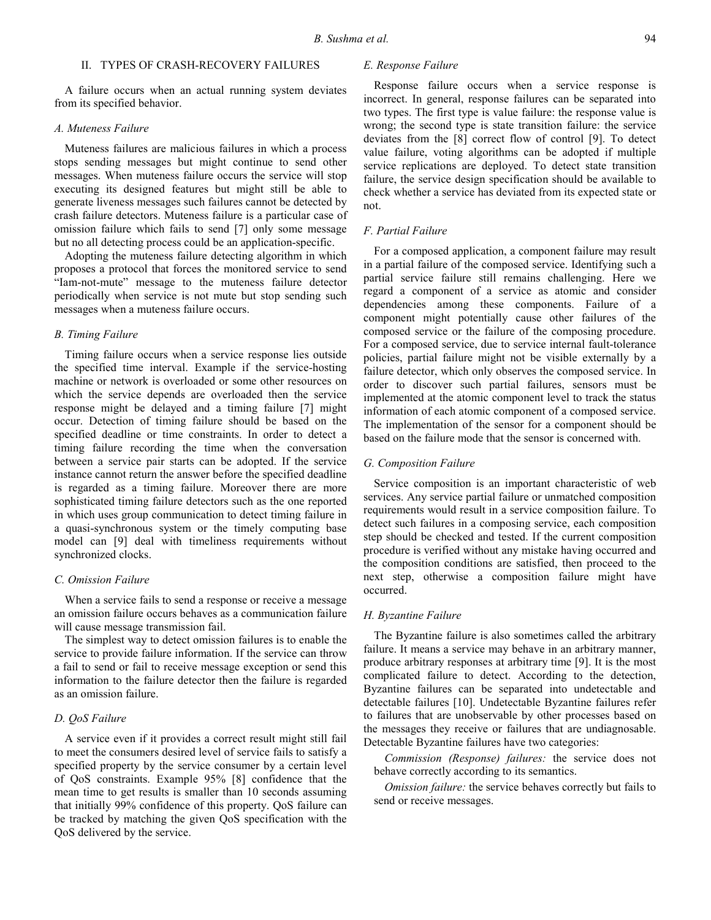## II. TYPES OF CRASH-RECOVERY FAILURES

A failure occurs when an actual running system deviates from its specified behavior.

### A. Muteness Failure

Muteness failures are malicious failures in which a process stops sending messages but might continue to send other messages. When muteness failure occurs the service will stop executing its designed features but might still be able to generate liveness messages such failures cannot be detected by crash failure detectors. Muteness failure is a particular case of omission failure which fails to send [7] only some message but no all detecting process could be an application-specific.

Adopting the muteness failure detecting algorithm in which proposes a protocol that forces the monitored service to send "Iam-not-mute" message to the muteness failure detector periodically when service is not mute but stop sending such messages when a muteness failure occurs.

### B. Timing Failure

Timing failure occurs when a service response lies outside the specified time interval. Example if the service-hosting machine or network is overloaded or some other resources on which the service depends are overloaded then the service response might be delayed and a timing failure [7] might occur. Detection of timing failure should be based on the specified deadline or time constraints. In order to detect a timing failure recording the time when the conversation between a service pair starts can be adopted. If the service instance cannot return the answer before the specified deadline is regarded as a timing failure. Moreover there are more sophisticated timing failure detectors such as the one reported in which uses group communication to detect timing failure in a quasi-synchronous system or the timely computing base model can [9] deal with timeliness requirements without synchronized clocks.

### C. Omission Failure

When a service fails to send a response or receive a message an omission failure occurs behaves as a communication failure will cause message transmission fail.

The simplest way to detect omission failures is to enable the service to provide failure information. If the service can throw a fail to send or fail to receive message exception or send this information to the failure detector then the failure is regarded as an omission failure.

### D. QoS Failure

A service even if it provides a correct result might still fail to meet the consumers desired level of service fails to satisfy a specified property by the service consumer by a certain level of QoS constraints. Example 95% [8] confidence that the mean time to get results is smaller than 10 seconds assuming that initially 99% confidence of this property. QoS failure can be tracked by matching the given QoS specification with the QoS delivered by the service.

### E. Response Failure

Response failure occurs when a service response is incorrect. In general, response failures can be separated into two types. The first type is value failure: the response value is wrong; the second type is state transition failure: the service deviates from the [8] correct flow of control [9]. To detect value failure, voting algorithms can be adopted if multiple service replications are deployed. To detect state transition failure, the service design specification should be available to check whether a service has deviated from its expected state or not.

### F. Partial Failure

For a composed application, a component failure may result in a partial failure of the composed service. Identifying such a partial service failure still remains challenging. Here we regard a component of a service as atomic and consider dependencies among these components. Failure of a component might potentially cause other failures of the composed service or the failure of the composing procedure. For a composed service, due to service internal fault-tolerance policies, partial failure might not be visible externally by a failure detector, which only observes the composed service. In order to discover such partial failures, sensors must be implemented at the atomic component level to track the status information of each atomic component of a composed service. The implementation of the sensor for a component should be based on the failure mode that the sensor is concerned with.

### G. Composition Failure

Service composition is an important characteristic of web services. Any service partial failure or unmatched composition requirements would result in a service composition failure. To detect such failures in a composing service, each composition step should be checked and tested. If the current composition procedure is verified without any mistake having occurred and the composition conditions are satisfied, then proceed to the next step, otherwise a composition failure might have occurred.

### H. Byzantine Failure

The Byzantine failure is also sometimes called the arbitrary failure. It means a service may behave in an arbitrary manner, produce arbitrary responses at arbitrary time [9]. It is the most complicated failure to detect. According to the detection, Byzantine failures can be separated into undetectable and detectable failures [10]. Undetectable Byzantine failures refer to failures that are unobservable by other processes based on the messages they receive or failures that are undiagnosable. Detectable Byzantine failures have two categories:

*Commission (Response) failures:* the service does not behave correctly according to its semantics.

*Omission failure:* the service behaves correctly but fails to send or receive messages.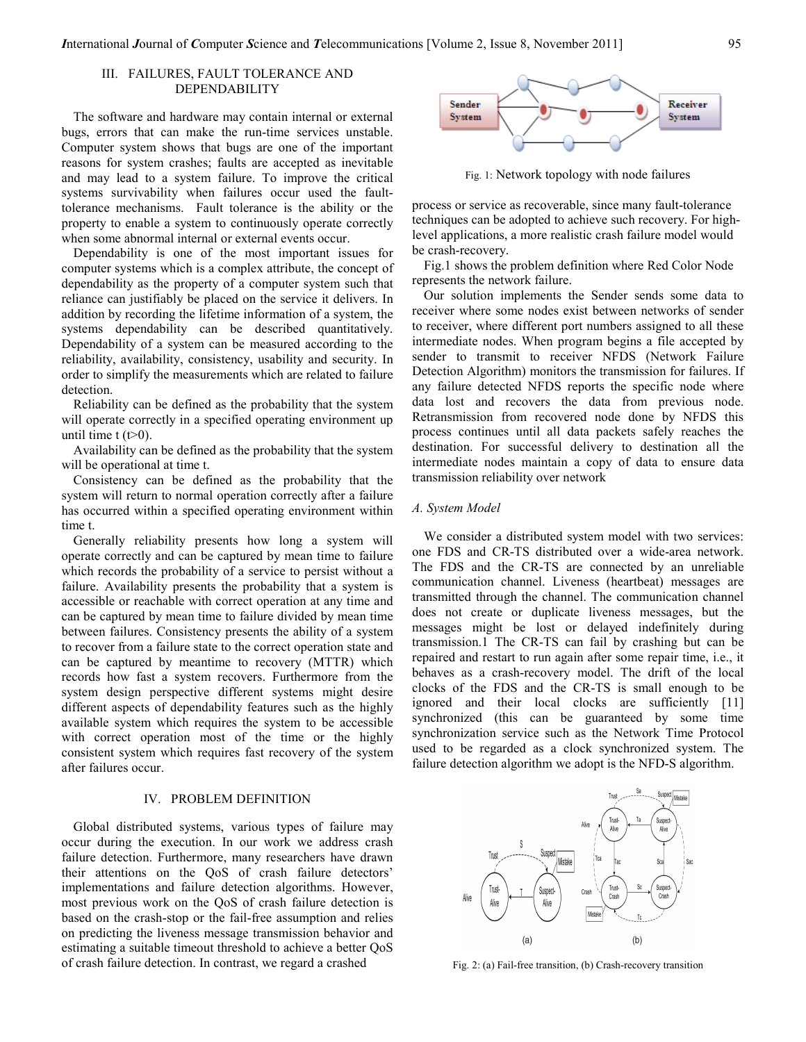## III. FAILURES, FAULT TOLERANCE AND DEPENDABILITY

The software and hardware may contain internal or external bugs, errors that can make the run-time services unstable. Computer system shows that bugs are one of the important reasons for system crashes; faults are accepted as inevitable and may lead to a system failure. To improve the critical systems survivability when failures occur used the fault-tolerance mechanisms. Fault tolerance is the ability or the property to enable a system to continuously operate correctly when some abnormal internal or external events occur.

Dependability is one of the most important issues for computer systems which is a complex attribute, the concept of dependability as the property of a computer system such that reliance can justifiably be placed on the service it delivers. In addition by recording the lifetime information of a system, the systems dependability can be described quantitatively. Dependability of a system can be measured according to the reliability, availability, consistency, usability and security. In order to simplify the measurements which are related to failure detection.

Reliability can be defined as the probability that the system will operate correctly in a specified operating environment up until time t ($t>0$).

Availability can be defined as the probability that the system will be operational at time t.

Consistency can be defined as the probability that the system will return to normal operation correctly after a failure has occurred within a specified operating environment within time t.

Generally reliability presents how long a system will operate correctly and can be captured by mean time to failure which records the probability of a service to persist without a failure. Availability presents the probability that a system is accessible or reachable with correct operation at any time and can be captured by mean time to failure divided by mean time between failures. Consistency presents the ability of a system to recover from a failure state to the correct operation state and can be captured by meantime to recovery (MTTR) which records how fast a system recovers. Furthermore from the system design perspective different systems might desire different aspects of dependability features such as the highly available system which requires the system to be accessible with correct operation most of the time or the highly consistent system which requires fast recovery of the system after failures occur.

## IV. PROBLEM DEFINITION

Global distributed systems, various types of failure may occur during the execution. In our work we address crash failure detection. Furthermore, many researchers have drawn their attentions on the QoS of crash failure detectors' implementations and failure detection algorithms. However, most previous work on the QoS of crash failure detection is based on the crash-stop or the fail-free assumption and relies on predicting the liveness message transmission behavior and estimating a suitable timeout threshold to achieve a better QoS of crash failure detection. In contrast, we regard a crashed process or service as recoverable, since many fault-tolerance techniques can be adopted to achieve such recovery. For high-level applications, a more realistic crash failure model would be crash-recovery.

Fig. 1: Network topology with node failures

Fig.1 shows the problem definition where Red Color Node represents the network failure.

Our solution implements the Sender sends some data to receiver where some nodes exist between networks of sender to receiver, where different port numbers assigned to all these intermediate nodes. When program begins a file accepted by sender to transmit to receiver NFDS (Network Failure Detection Algorithm) monitors the transmission for failures. If any failure detected NFDS reports the specific node where data lost and recovers the data from previous node. Retransmission from recovered node done by NFDS this process continues until all data packets safely reaches the destination. For successful delivery to destination all the intermediate nodes maintain a copy of data to ensure data transmission reliability over network

### A. System Model

We consider a distributed system model with two services: one FDS and CR-TS distributed over a wide-area network. The FDS and the CR-TS are connected by an unreliable communication channel. Liveness (heartbeat) messages are transmitted through the channel. The communication channel does not create or duplicate liveness messages, but the messages might be lost or delayed indefinitely during transmission.1 The CR-TS can fail by crashing but can be repaired and restart to run again after some repair time, i.e., it behaves as a crash-recovery model. The drift of the local clocks of the FDS and the CR-TS is small enough to be ignored and their local clocks are sufficiently [11] synchronized (this can be guaranteed by some time synchronization service such as the Network Time Protocol used to be regarded as a clock synchronized system. The failure detection algorithm we adopt is the NFD-S algorithm.

Fig. 2: (a) Fail-free transition, (b) Crash-recovery transition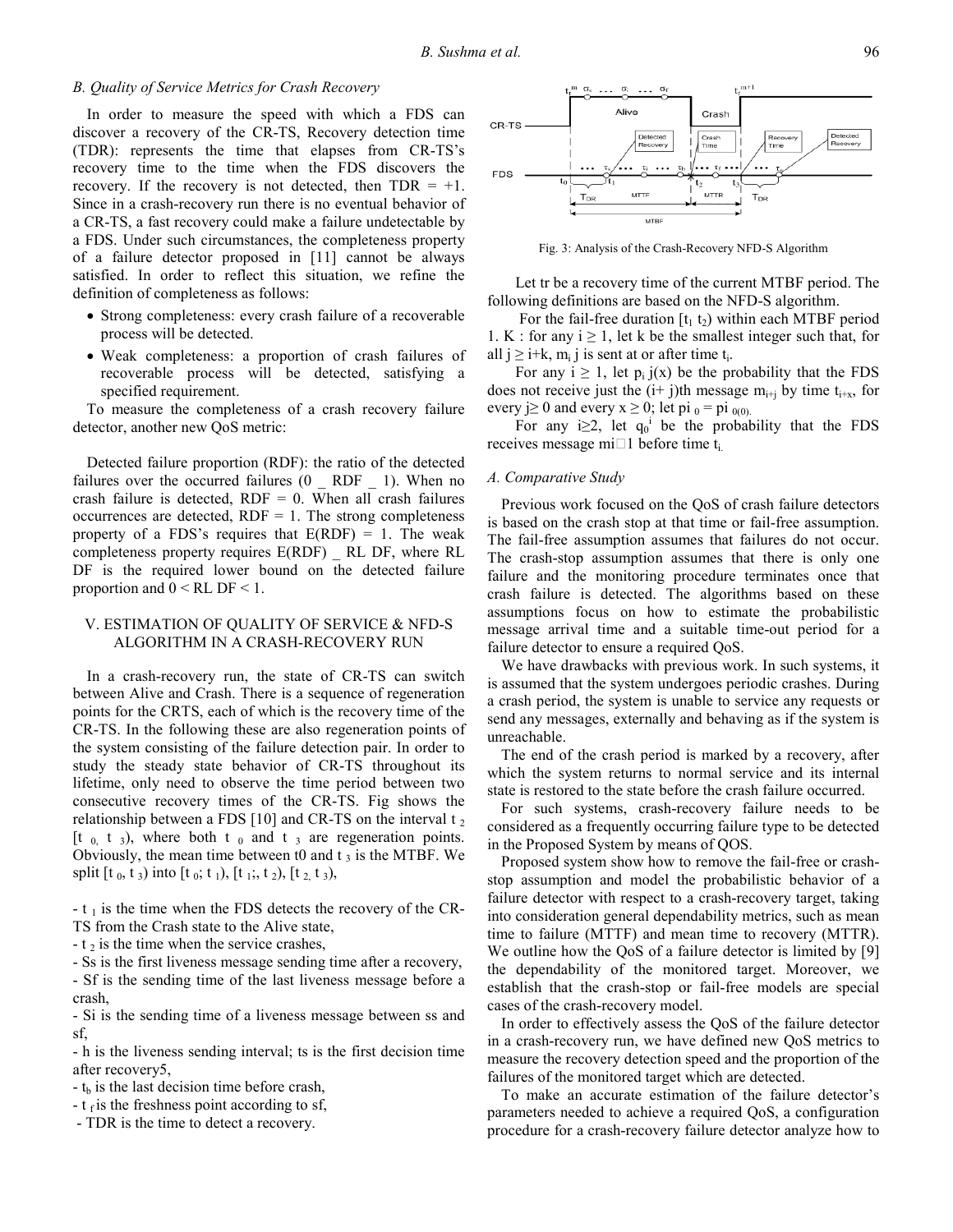### B. Quality of Service Metrics for Crash Recovery

In order to measure the speed with which a FDS can discover a recovery of the CR-TS, Recovery detection time (TDR): represents the time that elapses from CR-TS's recovery time to the time when the FDS discovers the recovery. If the recovery is not detected, then TDR = +1. Since in a crash-recovery run there is no eventual behavior of a CR-TS, a fast recovery could make a failure undetectable by a FDS. Under such circumstances, the completeness property of a failure detector proposed in [11] cannot be always satisfied. In order to reflect this situation, we refine the definition of completeness as follows:

- Strong completeness: every crash failure of a recoverable process will be detected.
- Weak completeness: a proportion of crash failures of recoverable process will be detected, satisfying a specified requirement.

To measure the completeness of a crash recovery failure detector, another new QoS metric:

Detected failure proportion (RDF): the ratio of the detected failures over the occurred failures (0 _ RDF _ 1). When no crash failure is detected, RDF = 0. When all crash failures occurrences are detected, RDF = 1. The strong completeness property of a FDS's requires that E(RDF) = 1. The weak completeness property requires E(RDF) _ RL DF, where RL DF is the required lower bound on the detected failure proportion and 0 < RL DF < 1.

## V. ESTIMATION OF QUALITY OF SERVICE & NFD-S ALGORITHM IN A CRASH-RECOVERY RUN

In a crash-recovery run, the state of CR-TS can switch between Alive and Crash. There is a sequence of regeneration points for the CRTS, each of which is the recovery time of the CR-TS. In the following these are also regeneration points of the system consisting of the failure detection pair. In order to study the steady state behavior of CR-TS throughout its lifetime, only need to observe the time period between two consecutive recovery times of the CR-TS. Fig shows the relationship between a FDS [10] and CR-TS on the interval $t_2$ [$t_0$, $t_3$), where both $t_0$ and $t_3$ are regeneration points. Obviously, the mean time between t0 and $t_3$ is the MTBF. We split [$t_0$, $t_3$) into [$t_0$; $t_1$), [$t_1$;, $t_2$), [$t_2$, $t_3$),

- $t_1$ is the time when the FDS detects the recovery of the CR-TS from the Crash state to the Alive state,
- $t_2$ is the time when the service crashes,
- Ss is the first liveness message sending time after a recovery,
- Sf is the sending time of the last liveness message before a crash,
- Si is the sending time of a liveness message between ss and sf,
- h is the liveness sending interval; ts is the first decision time after recovery5,
- $t_b$ is the last decision time before crash,
- $t_f$ is the freshness point according to sf,
- TDR is the time to detect a recovery.

Fig. 3: Analysis of the Crash-Recovery NFD-S Algorithm

Let tr be a recovery time of the current MTBF period. The following definitions are based on the NFD-S algorithm.

For the fail-free duration [$t_1$ $t_2$) within each MTBF period 1. K : for any $i \geq 1$, let k be the smallest integer such that, for all $j \geq i+k$, $m_i$ j is sent at or after time $t_i$.

For any $i \geq 1$, let $p_i$ j(x) be the probability that the FDS does not receive just the (i+ j)th message $m_{i+j}$ by time $t_{i+x}$, for every $j \geq 0$ and every $x \geq 0$; let pi $_0$ = pi $_{0(0)}$.

For any $i \geq 2$, let $q_0^i$ be the probability that the FDS receives message mi□1 before time $t_i$.

### A. Comparative Study

Previous work focused on the QoS of crash failure detectors is based on the crash stop at that time or fail-free assumption. The fail-free assumption assumes that failures do not occur. The crash-stop assumption assumes that there is only one failure and the monitoring procedure terminates once that crash failure is detected. The algorithms based on these assumptions focus on how to estimate the probabilistic message arrival time and a suitable time-out period for a failure detector to ensure a required QoS.

We have drawbacks with previous work. In such systems, it is assumed that the system undergoes periodic crashes. During a crash period, the system is unable to service any requests or send any messages, externally and behaving as if the system is unreachable.

The end of the crash period is marked by a recovery, after which the system returns to normal service and its internal state is restored to the state before the crash failure occurred.

For such systems, crash-recovery failure needs to be considered as a frequently occurring failure type to be detected in the Proposed System by means of QOS.

Proposed system show how to remove the fail-free or crash-stop assumption and model the probabilistic behavior of a failure detector with respect to a crash-recovery target, taking into consideration general dependability metrics, such as mean time to failure (MTTF) and mean time to recovery (MTTR). We outline how the QoS of a failure detector is limited by [9] the dependability of the monitored target. Moreover, we establish that the crash-stop or fail-free models are special cases of the crash-recovery model.

In order to effectively assess the QoS of the failure detector in a crash-recovery run, we have defined new QoS metrics to measure the recovery detection speed and the proportion of the failures of the monitored target which are detected.

To make an accurate estimation of the failure detector's parameters needed to achieve a required QoS, a configuration procedure for a crash-recovery failure detector analyze how to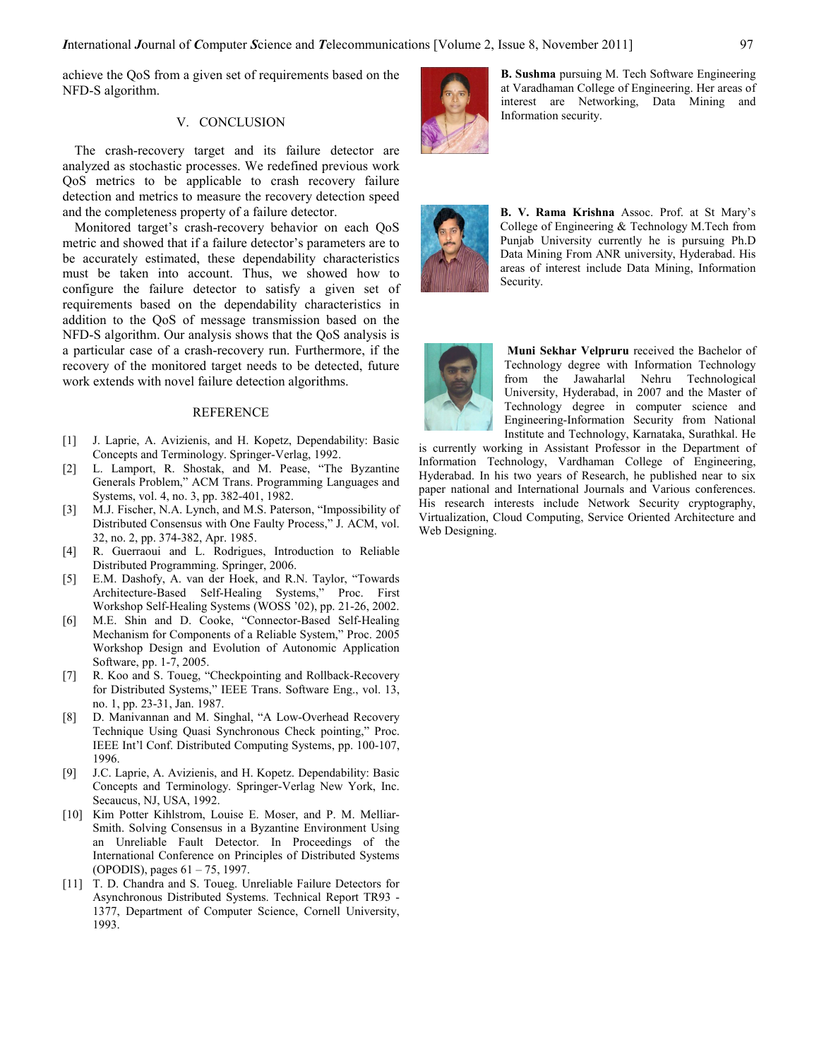achieve the QoS from a given set of requirements based on the NFD-S algorithm.

## V. CONCLUSION

The crash-recovery target and its failure detector are analyzed as stochastic processes. We redefined previous work QoS metrics to be applicable to crash recovery failure detection and metrics to measure the recovery detection speed and the completeness property of a failure detector.

Monitored target's crash-recovery behavior on each QoS metric and showed that if a failure detector's parameters are to be accurately estimated, these dependability characteristics must be taken into account. Thus, we showed how to configure the failure detector to satisfy a given set of requirements based on the dependability characteristics in addition to the QoS of message transmission based on the NFD-S algorithm. Our analysis shows that the QoS analysis is a particular case of a crash-recovery run. Furthermore, if the recovery of the monitored target needs to be detected, future work extends with novel failure detection algorithms.

## REFERENCE

[1] J. Laprie, A. Avizienis, and H. Kopetz, Dependability: Basic Concepts and Terminology. Springer-Verlag, 1992.

[2] L. Lamport, R. Shostak, and M. Pease, "The Byzantine Generals Problem," ACM Trans. Programming Languages and Systems, vol. 4, no. 3, pp. 382-401, 1982.

[3] M.J. Fischer, N.A. Lynch, and M.S. Paterson, "Impossibility of Distributed Consensus with One Faulty Process," J. ACM, vol. 32, no. 2, pp. 374-382, Apr. 1985.

[4] R. Guerraoui and L. Rodrigues, Introduction to Reliable Distributed Programming. Springer, 2006.

[5] E.M. Dashofy, A. van der Hoek, and R.N. Taylor, "Towards Architecture-Based Self-Healing Systems," Proc. First Workshop Self-Healing Systems (WOSS '02), pp. 21-26, 2002.

[6] M.E. Shin and D. Cooke, "Connector-Based Self-Healing Mechanism for Components of a Reliable System," Proc. 2005 Workshop Design and Evolution of Autonomic Application Software, pp. 1-7, 2005.

[7] R. Koo and S. Toueg, "Checkpointing and Rollback-Recovery for Distributed Systems," IEEE Trans. Software Eng., vol. 13, no. 1, pp. 23-31, Jan. 1987.

[8] D. Manivannan and M. Singhal, "A Low-Overhead Recovery Technique Using Quasi Synchronous Check pointing," Proc. IEEE Int'l Conf. Distributed Computing Systems, pp. 100-107, 1996.

[9] J.C. Laprie, A. Avizienis, and H. Kopetz. Dependability: Basic Concepts and Terminology. Springer-Verlag New York, Inc. Secaucus, NJ, USA, 1992.

[10] Kim Potter Kihlstrom, Louise E. Moser, and P. M. Melliar-Smith. Solving Consensus in a Byzantine Environment Using an Unreliable Fault Detector. In Proceedings of the International Conference on Principles of Distributed Systems (OPODIS), pages 61 – 75, 1997.

[11] T. D. Chandra and S. Toueg. Unreliable Failure Detectors for Asynchronous Distributed Systems. Technical Report TR93 - 1377, Department of Computer Science, Cornell University, 1993.

**B. Sushma** pursuing M. Tech Software Engineering at Varadhaman College of Engineering. Her areas of interest are Networking, Data Mining and Information security.

**B. V. Rama Krishna** Assoc. Prof. at St Mary's College of Engineering & Technology M.Tech from Punjab University currently he is pursuing Ph.D Data Mining From ANR university, Hyderabad. His areas of interest include Data Mining, Information Security.

**Muni Sekhar Velpruru** received the Bachelor of Technology degree with Information Technology from the Jawaharlal Nehru Technological University, Hyderabad, in 2007 and the Master of Technology degree in computer science and Engineering-Information Security from National Institute and Technology, Karnataka, Surathkal. He is currently working in Assistant Professor in the Department of Information Technology, Vardhaman College of Engineering, Hyderabad. In his two years of Research, he published near to six paper national and International Journals and Various conferences. His research interests include Network Security cryptography, Virtualization, Cloud Computing, Service Oriented Architecture and Web Designing.